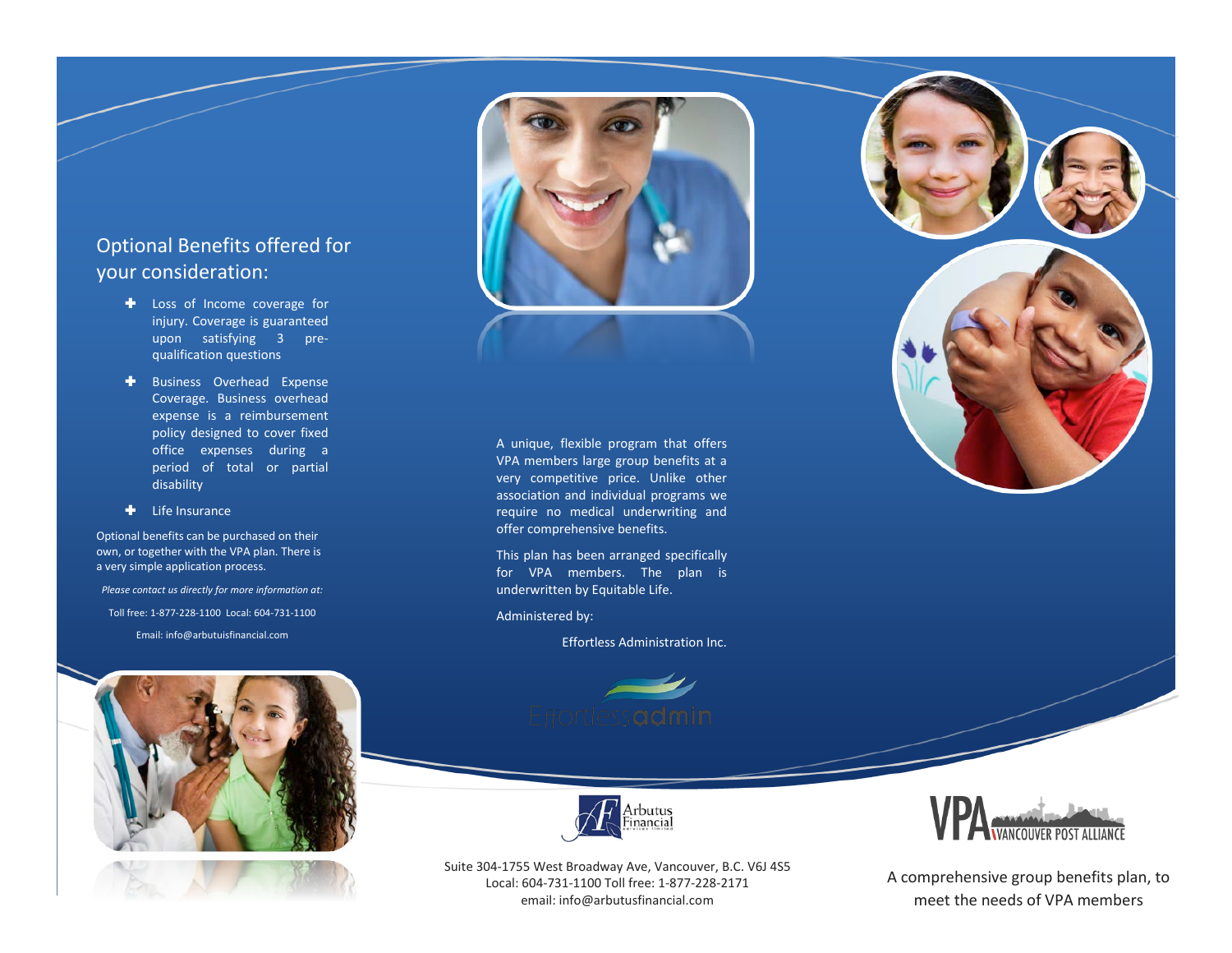## Optional Benefits offered for your consideration:

- Loss of Income coverage for injury. Coverage is guaranteed upon satisfying 3 pre-qualification questions
- Business Overhead Expense Coverage. Business overhead expense is a reimbursement policy designed to cover fixed office expenses during a period of total or partial disability
- Life Insurance

Optional benefits can be purchased on their own, or together with the VPA plan. There is a very simple application process.

*Please contact us directly for more information at:*

Toll free: 1-877-228-1100 Local: 604-731-1100

Email: info@arbutuisfinancial.com

A unique, flexible program that offers VPA members large group benefits at a very competitive price. Unlike other association and individual programs we require no medical underwriting and offer comprehensive benefits.

This plan has been arranged specifically for VPA members. The plan is underwritten by Equitable Life.

Administered by:

Effortless Administration Inc.

Effortlessadmin

Arbutus Financial

Suite 304-1755 West Broadway Ave, Vancouver, B.C. V6J 4S5
Local: 604-731-1100 Toll free: 1-877-228-2171
email: info@arbutusfinancial.com

VPA VANCOUVER POST ALLIANCE

A comprehensive group benefits plan, to meet the needs of VPA members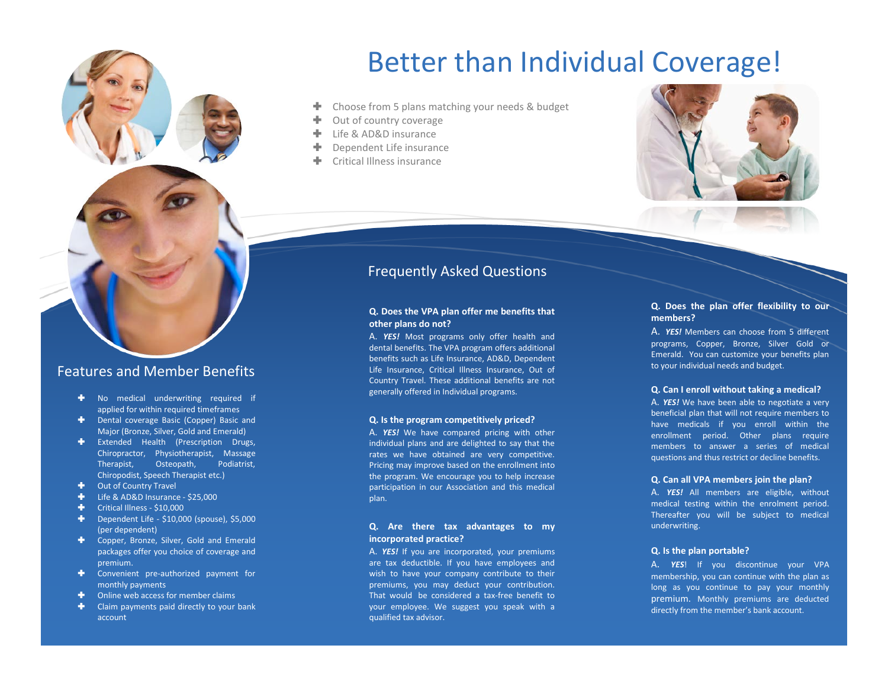# Better than Individual Coverage!

- Choose from 5 plans matching your needs & budget
- Out of country coverage
- Life & AD&D insurance
- Dependent Life insurance
- Critical Illness insurance

## Features and Member Benefits

- No medical underwriting required if applied for within required timeframes
- Dental coverage Basic (Copper) Basic and Major (Bronze, Silver, Gold and Emerald)
- Extended Health (Prescription Drugs, Chiropractor, Physiotherapist, Massage Therapist, Osteopath, Podiatrist, Chiropodist, Speech Therapist etc.)
- Out of Country Travel
- Life & AD&D Insurance - $25,000
- Critical Illness - $10,000
- Dependent Life - $10,000 (spouse), $5,000 (per dependent)
- Copper, Bronze, Silver, Gold and Emerald packages offer you choice of coverage and premium.
- Convenient pre-authorized payment for monthly payments
- Online web access for member claims
- Claim payments paid directly to your bank account

## Frequently Asked Questions

**Q. Does the VPA plan offer me benefits that other plans do not?**

A. ***YES!*** Most programs only offer health and dental benefits. The VPA program offers additional benefits such as Life Insurance, AD&D, Dependent Life Insurance, Critical Illness Insurance, Out of Country Travel. These additional benefits are not generally offered in Individual programs.

**Q. Is the program competitively priced?**

A. ***YES!*** We have compared pricing with other individual plans and are delighted to say that the rates we have obtained are very competitive. Pricing may improve based on the enrollment into the program. We encourage you to help increase participation in our Association and this medical plan.

**Q. Are there tax advantages to my incorporated practice?**

A. ***YES!*** If you are incorporated, your premiums are tax deductible. If you have employees and wish to have your company contribute to their premiums, you may deduct your contribution. That would be considered a tax-free benefit to your employee. We suggest you speak with a qualified tax advisor.

**Q. Does the plan offer flexibility to our members?**

A. ***YES!*** Members can choose from 5 different programs, Copper, Bronze, Silver Gold or Emerald. You can customize your benefits plan to your individual needs and budget.

**Q. Can I enroll without taking a medical?**

A. ***YES!*** We have been able to negotiate a very beneficial plan that will not require members to have medicals if you enroll within the enrollment period. Other plans require members to answer a series of medical questions and thus restrict or decline benefits.

**Q. Can all VPA members join the plan?**

A. ***YES!*** All members are eligible, without medical testing within the enrolment period. Thereafter you will be subject to medical underwriting.

**Q. Is the plan portable?**

A. ***YES***! If you discontinue your VPA membership, you can continue with the plan as long as you continue to pay your monthly premium. Monthly premiums are deducted directly from the member's bank account.